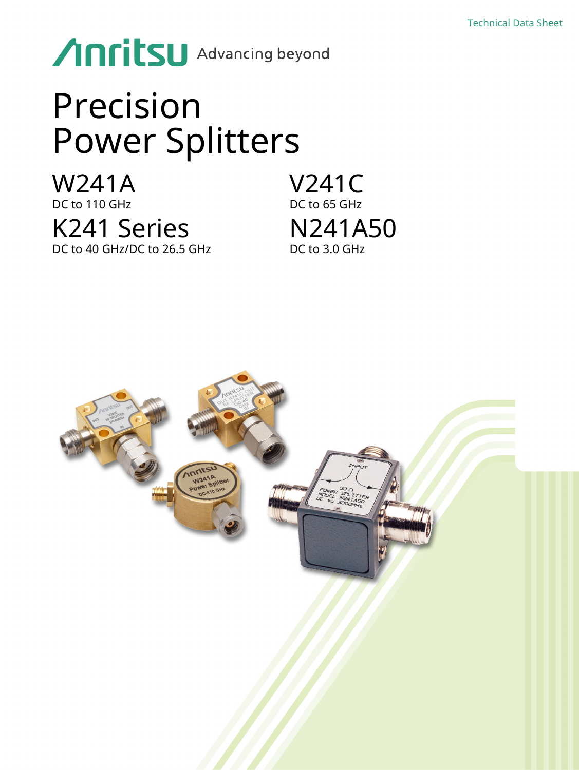Technical Data Sheet

Anritsu Advancing beyond

# Precision Power Splitters

## W241A
DC to 110 GHz

## K241 Series
DC to 40 GHz/DC to 26.5 GHz

## V241C
DC to 65 GHz

## N241A50
DC to 3.0 GHz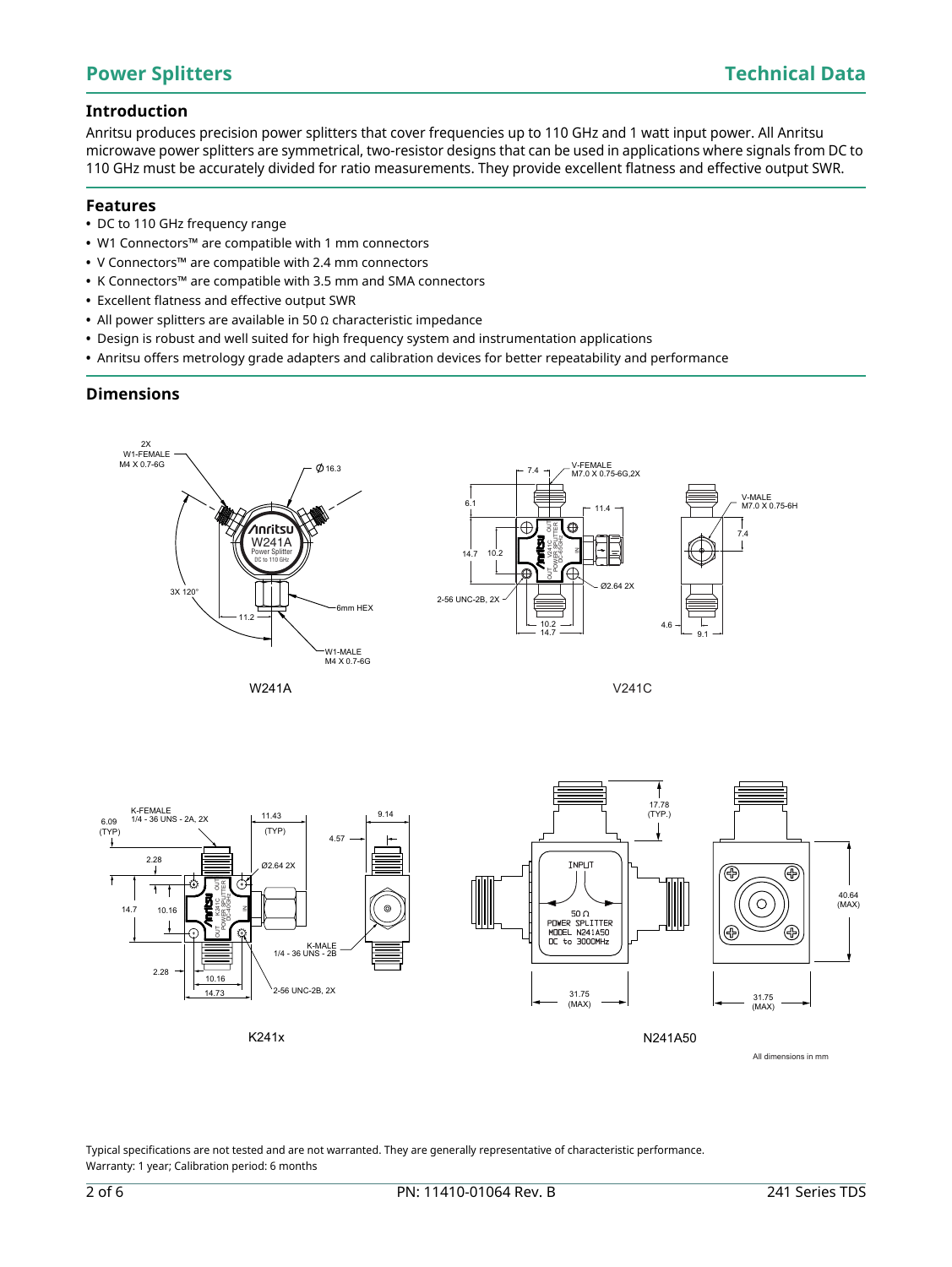## Power Splitters

## Introduction

Anritsu produces precision power splitters that cover frequencies up to 110 GHz and 1 watt input power. All Anritsu microwave power splitters are symmetrical, two-resistor designs that can be used in applications where signals from DC to 110 GHz must be accurately divided for ratio measurements. They provide excellent flatness and effective output SWR.

## Features

- DC to 110 GHz frequency range
- W1 Connectors™ are compatible with 1 mm connectors
- V Connectors™ are compatible with 2.4 mm connectors
- K Connectors™ are compatible with 3.5 mm and SMA connectors
- Excellent flatness and effective output SWR
- All power splitters are available in 50 Ω characteristic impedance
- Design is robust and well suited for high frequency system and instrumentation applications
- Anritsu offers metrology grade adapters and calibration devices for better repeatability and performance

## Dimensions

W241A

V241C

K241x

N241A50

All dimensions in mm

Typical specifications are not tested and are not warranted. They are generally representative of characteristic performance.
Warranty: 1 year; Calibration period: 6 months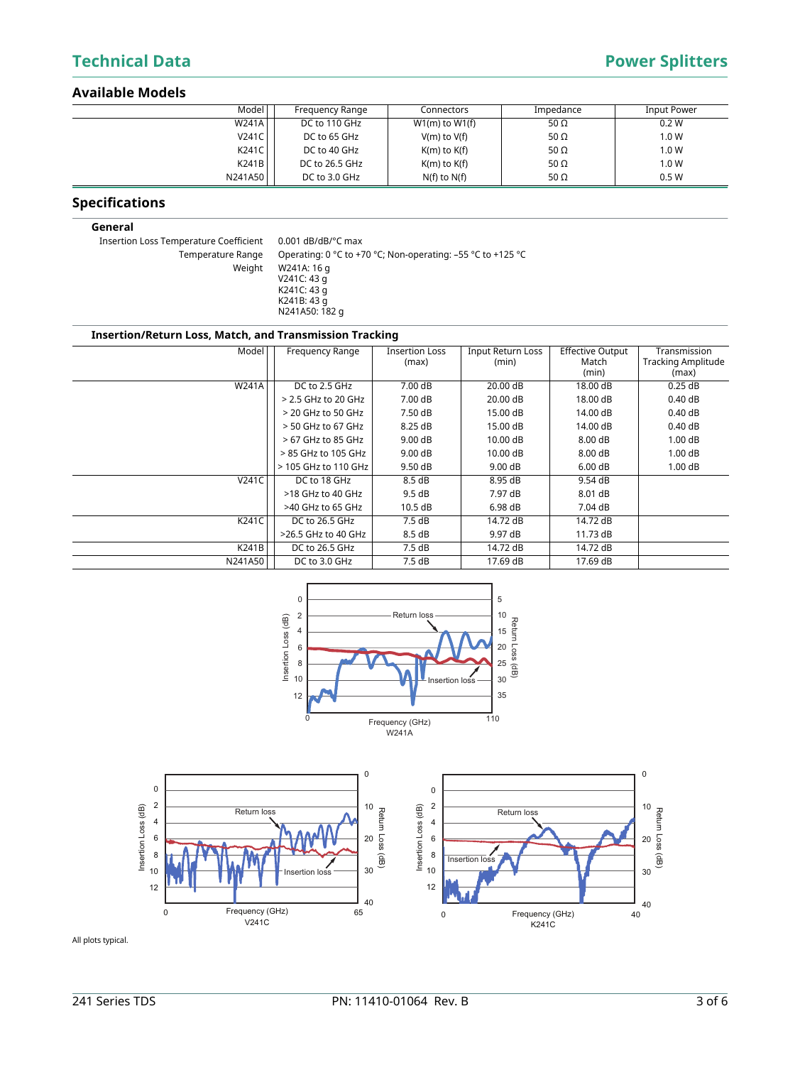## Available Models

| Model | Frequency Range | Connectors | Impedance | Input Power |
|---|---|---|---|---|
| W241A | DC to 110 GHz | W1(m) to W1(f) | 50 Ω | 0.2 W |
| V241C | DC to 65 GHz | V(m) to V(f) | 50 Ω | 1.0 W |
| K241C | DC to 40 GHz | K(m) to K(f) | 50 Ω | 1.0 W |
| K241B | DC to 26.5 GHz | K(m) to K(f) | 50 Ω | 1.0 W |
| N241A50 | DC to 3.0 GHz | N(f) to N(f) | 50 Ω | 0.5 W |

## Specifications

### General

Insertion Loss Temperature Coefficient: 0.001 dB/dB/°C max

Temperature Range: Operating: 0 °C to +70 °C; Non-operating: –55 °C to +125 °C

Weight:
W241A: 16 g
V241C: 43 g
K241C: 43 g
K241B: 43 g
N241A50: 182 g

### Insertion/Return Loss, Match, and Transmission Tracking

| Model | Frequency Range | Insertion Loss (max) | Input Return Loss (min) | Effective Output Match (min) | Transmission Tracking Amplitude (max) |
|---|---|---|---|---|---|
| W241A | DC to 2.5 GHz | 7.00 dB | 20.00 dB | 18.00 dB | 0.25 dB |
| | > 2.5 GHz to 20 GHz | 7.00 dB | 20.00 dB | 18.00 dB | 0.40 dB |
| | > 20 GHz to 50 GHz | 7.50 dB | 15.00 dB | 14.00 dB | 0.40 dB |
| | > 50 GHz to 67 GHz | 8.25 dB | 15.00 dB | 14.00 dB | 0.40 dB |
| | > 67 GHz to 85 GHz | 9.00 dB | 10.00 dB | 8.00 dB | 1.00 dB |
| | > 85 GHz to 105 GHz | 9.00 dB | 10.00 dB | 8.00 dB | 1.00 dB |
| | > 105 GHz to 110 GHz | 9.50 dB | 9.00 dB | 6.00 dB | 1.00 dB |
| V241C | DC to 18 GHz | 8.5 dB | 8.95 dB | 9.54 dB | |
| | >18 GHz to 40 GHz | 9.5 dB | 7.97 dB | 8.01 dB | |
| | >40 GHz to 65 GHz | 10.5 dB | 6.98 dB | 7.04 dB | |
| K241C | DC to 26.5 GHz | 7.5 dB | 14.72 dB | 14.72 dB | |
| | >26.5 GHz to 40 GHz | 8.5 dB | 9.97 dB | 11.73 dB | |
| K241B | DC to 26.5 GHz | 7.5 dB | 14.72 dB | 14.72 dB | |
| N241A50 | DC to 3.0 GHz | 7.5 dB | 17.69 dB | 17.69 dB | |

W241A

V241C

K241C

All plots typical.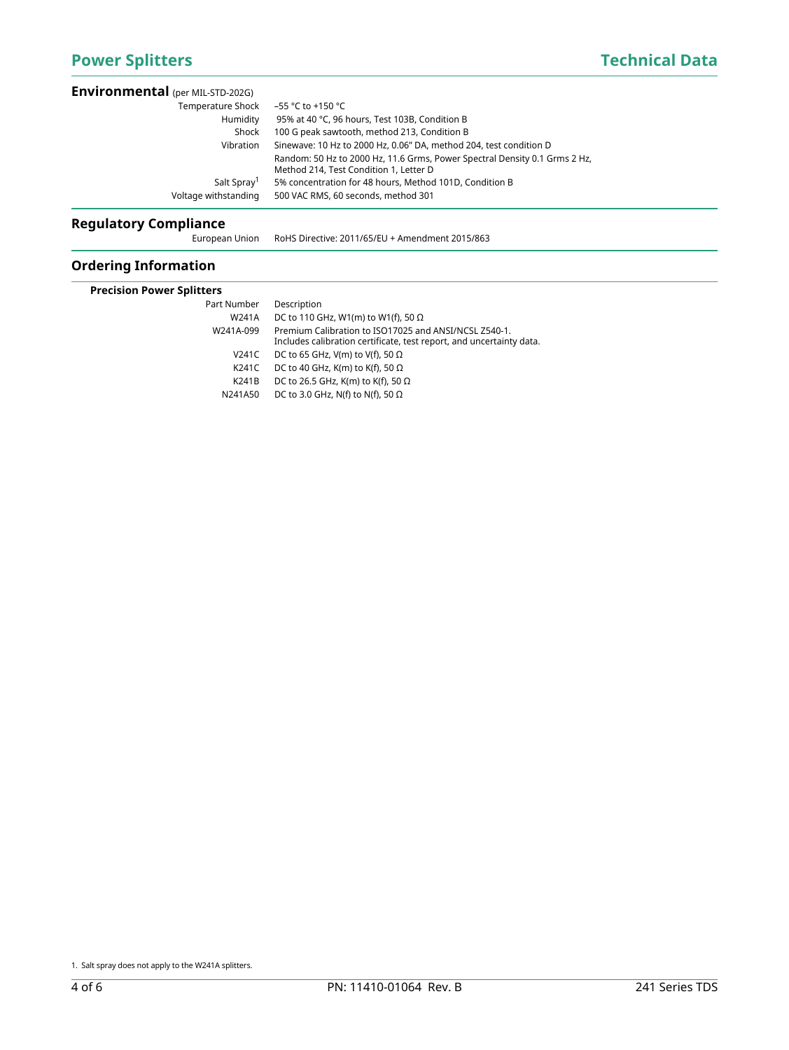## Environmental (per MIL-STD-202G)

| | |
|---|---|
| Temperature Shock | –55 °C to +150 °C |
| Humidity | 95% at 40 °C, 96 hours, Test 103B, Condition B |
| Shock | 100 G peak sawtooth, method 213, Condition B |
| Vibration | Sinewave: 10 Hz to 2000 Hz, 0.06" DA, method 204, test condition D<br>Random: 50 Hz to 2000 Hz, 11.6 Grms, Power Spectral Density 0.1 Grms 2 Hz, Method 214, Test Condition 1, Letter D |
| Salt Spray[1] | 5% concentration for 48 hours, Method 101D, Condition B |
| Voltage withstanding | 500 VAC RMS, 60 seconds, method 301 |

## Regulatory Compliance

| | |
|---|---|
| European Union | RoHS Directive: 2011/65/EU + Amendment 2015/863 |

## Ordering Information

### Precision Power Splitters

| Part Number | Description |
|---|---|
| W241A | DC to 110 GHz, W1(m) to W1(f), 50 Ω |
| W241A-099 | Premium Calibration to ISO17025 and ANSI/NCSL Z540-1.<br>Includes calibration certificate, test report, and uncertainty data. |
| V241C | DC to 65 GHz, V(m) to V(f), 50 Ω |
| K241C | DC to 40 GHz, K(m) to K(f), 50 Ω |
| K241B | DC to 26.5 GHz, K(m) to K(f), 50 Ω |
| N241A50 | DC to 3.0 GHz, N(f) to N(f), 50 Ω |

1. Salt spray does not apply to the W241A splitters.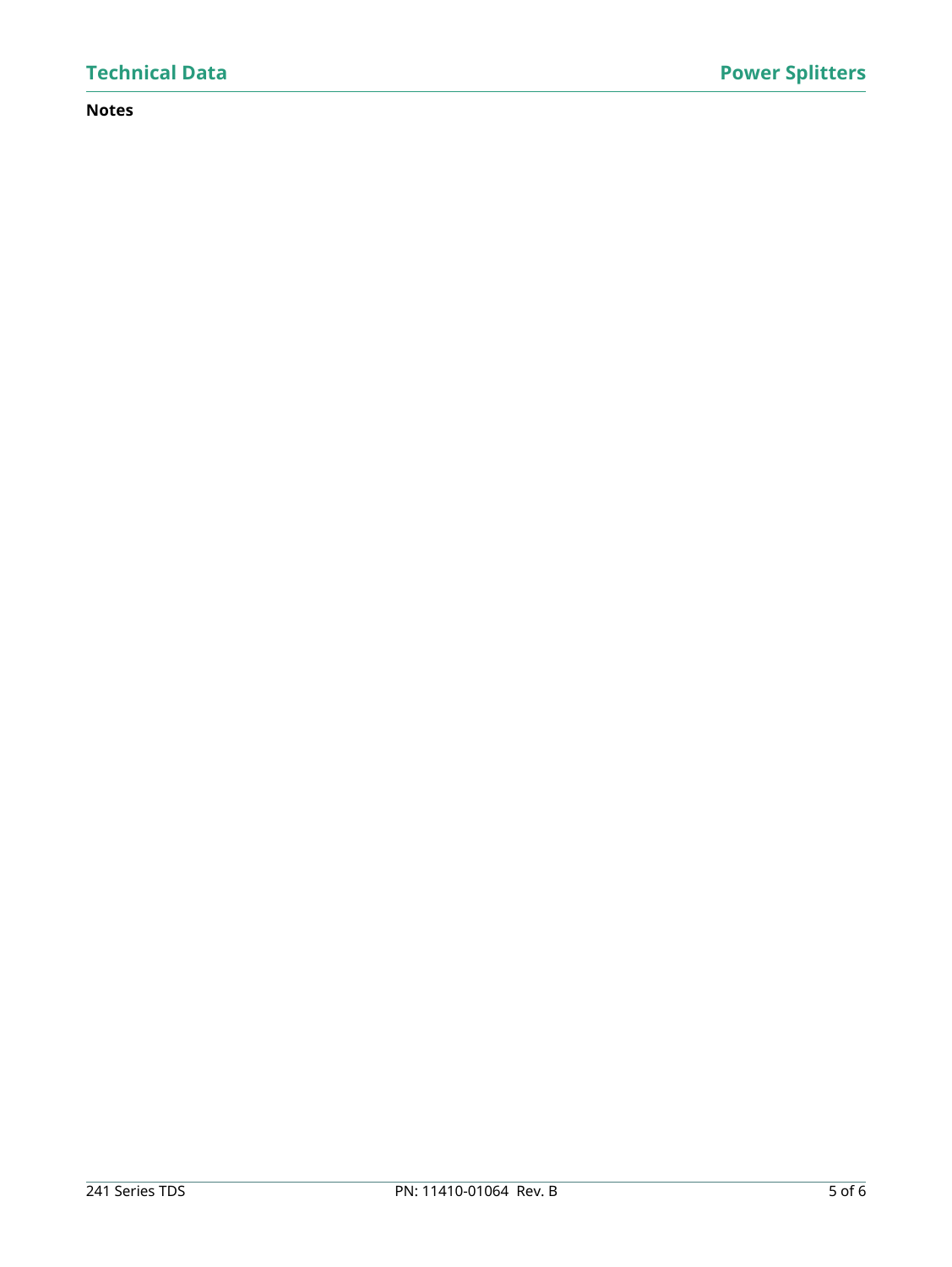**Notes**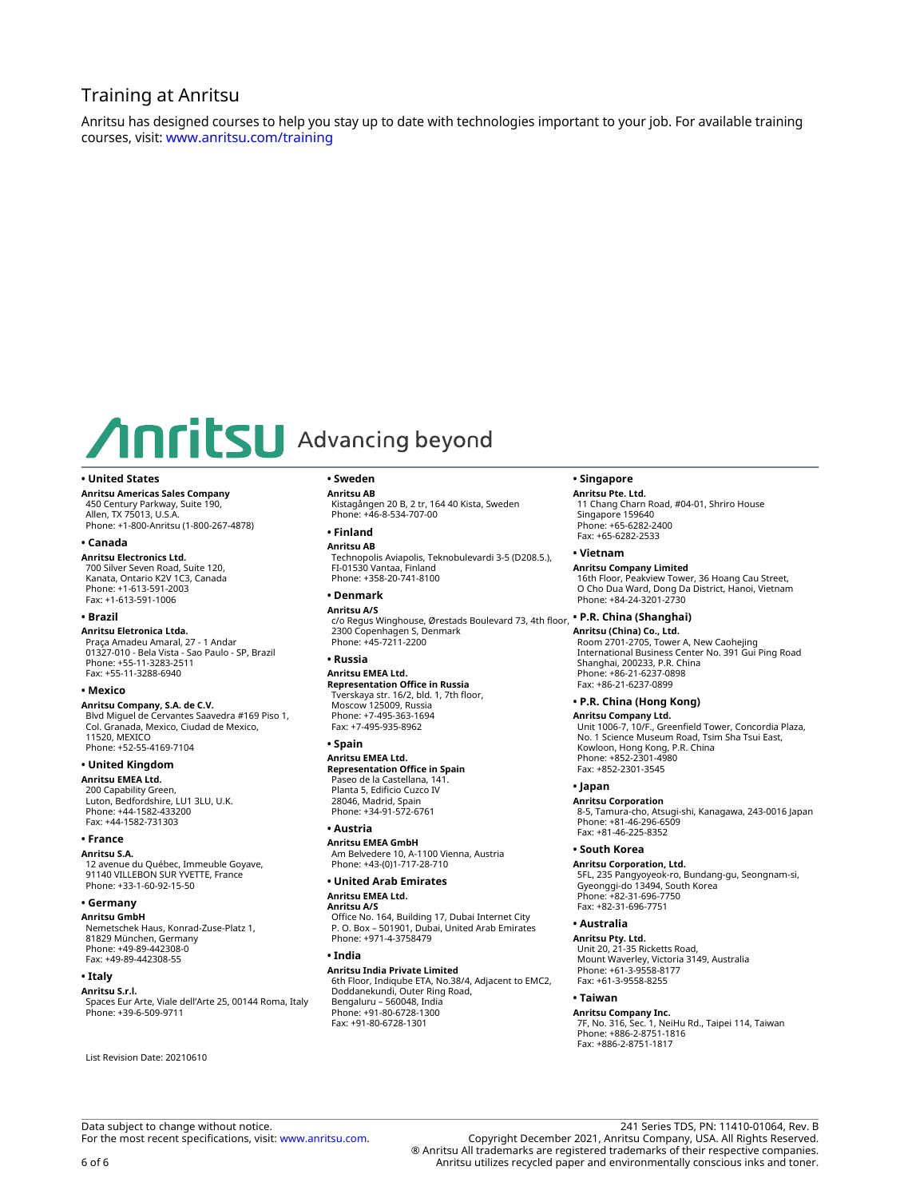## Training at Anritsu

Anritsu has designed courses to help you stay up to date with technologies important to your job. For available training courses, visit: www.anritsu.com/training

Anritsu Advancing beyond

**• United States**

**Anritsu Americas Sales Company**
450 Century Parkway, Suite 190,
Allen, TX 75013, U.S.A.
Phone: +1-800-Anritsu (1-800-267-4878)

**• Canada**

**Anritsu Electronics Ltd.**
700 Silver Seven Road, Suite 120,
Kanata, Ontario K2V 1C3, Canada
Phone: +1-613-591-2003
Fax: +1-613-591-1006

**• Brazil**

**Anritsu Eletronica Ltda.**
Praça Amadeu Amaral, 27 - 1 Andar
01327-010 - Bela Vista - Sao Paulo - SP, Brazil
Phone: +55-11-3283-2511
Fax: +55-11-3288-6940

**• Mexico**

**Anritsu Company, S.A. de C.V.**
Blvd Miguel de Cervantes Saavedra #169 Piso 1,
Col. Granada, Mexico, Ciudad de Mexico,
11520, MEXICO
Phone: +52-55-4169-7104

**• United Kingdom**

**Anritsu EMEA Ltd.**
200 Capability Green,
Luton, Bedfordshire, LU1 3LU, U.K.
Phone: +44-1582-433200
Fax: +44-1582-731303

**• France**

**Anritsu S.A.**
12 avenue du Québec, Immeuble Goyave,
91140 VILLEBON SUR YVETTE, France
Phone: +33-1-60-92-15-50

**• Germany**

**Anritsu GmbH**
Nemetschek Haus, Konrad-Zuse-Platz 1,
81829 München, Germany
Phone: +49-89-442308-0
Fax: +49-89-442308-55

**• Italy**

**Anritsu S.r.l.**
Spaces Eur Arte, Viale dell'Arte 25, 00144 Roma, Italy
Phone: +39-6-509-9711

**• Sweden**

**Anritsu AB**
Kistagången 20 B, 2 tr, 164 40 Kista, Sweden
Phone: +46-8-534-707-00

**• Finland**

**Anritsu AB**
Technopolis Aviapolis, Teknobulevardi 3-5 (D208.5.),
FI-01530 Vantaa, Finland
Phone: +358-20-741-8100

**• Denmark**

**Anritsu A/S**
c/o Regus Winghouse, Ørestads Boulevard 73, 4th floor,
2300 Copenhagen S, Denmark
Phone: +45-7211-2200

**• Russia**

**Anritsu EMEA Ltd.**
**Representation Office in Russia**
Tverskaya str. 16/2, bld. 1, 7th floor,
Moscow 125009, Russia
Phone: +7-495-363-1694
Fax: +7-495-935-8962

**• Spain**

**Anritsu EMEA Ltd.**
**Representation Office in Spain**
Paseo de la Castellana, 141.
Planta 5, Edificio Cuzco IV
28046, Madrid, Spain
Phone: +34-91-572-6761

**• Austria**

**Anritsu EMEA GmbH**
Am Belvedere 10, A-1100 Vienna, Austria
Phone: +43-(0)1-717-28-710

**• United Arab Emirates**

**Anritsu EMEA Ltd.**
**Anritsu A/S**
Office No. 164, Building 17, Dubai Internet City
P. O. Box – 501901, Dubai, United Arab Emirates
Phone: +971-4-3758479

**• India**

**Anritsu India Private Limited**
6th Floor, Indiqube ETA, No.38/4, Adjacent to EMC2,
Doddanekundi, Outer Ring Road,
Bengaluru – 560048, India
Phone: +91-80-6728-1300
Fax: +91-80-6728-1301

**• Singapore**

**Anritsu Pte. Ltd.**
11 Chang Charn Road, #04-01, Shriro House
Singapore 159640
Phone: +65-6282-2400
Fax: +65-6282-2533

**• Vietnam**

**Anritsu Company Limited**
16th Floor, Peakview Tower, 36 Hoang Cau Street,
O Cho Dua Ward, Dong Da District, Hanoi, Vietnam
Phone: +84-24-3201-2730

**• P.R. China (Shanghai)**

**Anritsu (China) Co., Ltd.**
Room 2701-2705, Tower A, New Caohejing
International Business Center No. 391 Gui Ping Road
Shanghai, 200233, P.R. China
Phone: +86-21-6237-0898
Fax: +86-21-6237-0899

**• P.R. China (Hong Kong)**

**Anritsu Company Ltd.**
Unit 1006-7, 10/F., Greenfield Tower, Concordia Plaza,
No. 1 Science Museum Road, Tsim Sha Tsui East,
Kowloon, Hong Kong, P.R. China
Phone: +852-2301-4980
Fax: +852-2301-3545

**• Japan**

**Anritsu Corporation**
8-5, Tamura-cho, Atsugi-shi, Kanagawa, 243-0016 Japan
Phone: +81-46-296-6509
Fax: +81-46-225-8352

**• South Korea**

**Anritsu Corporation, Ltd.**
5FL, 235 Pangyoyeok-ro, Bundang-gu, Seongnam-si,
Gyeonggi-do 13494, South Korea
Phone: +82-31-696-7750
Fax: +82-31-696-7751

**• Australia**

**Anritsu Pty. Ltd.**
Unit 20, 21-35 Ricketts Road,
Mount Waverley, Victoria 3149, Australia
Phone: +61-3-9558-8177
Fax: +61-3-9558-8255

**• Taiwan**

**Anritsu Company Inc.**
7F, No. 316, Sec. 1, NeiHu Rd., Taipei 114, Taiwan
Phone: +886-2-8751-1816
Fax: +886-2-8751-1817

List Revision Date: 20210610

Data subject to change without notice.
For the most recent specifications, visit: www.anritsu.com.

241 Series TDS, PN: 11410-01064, Rev. B
Copyright December 2021, Anritsu Company, USA. All Rights Reserved.
® Anritsu All trademarks are registered trademarks of their respective companies.
Anritsu utilizes recycled paper and environmentally conscious inks and toner.